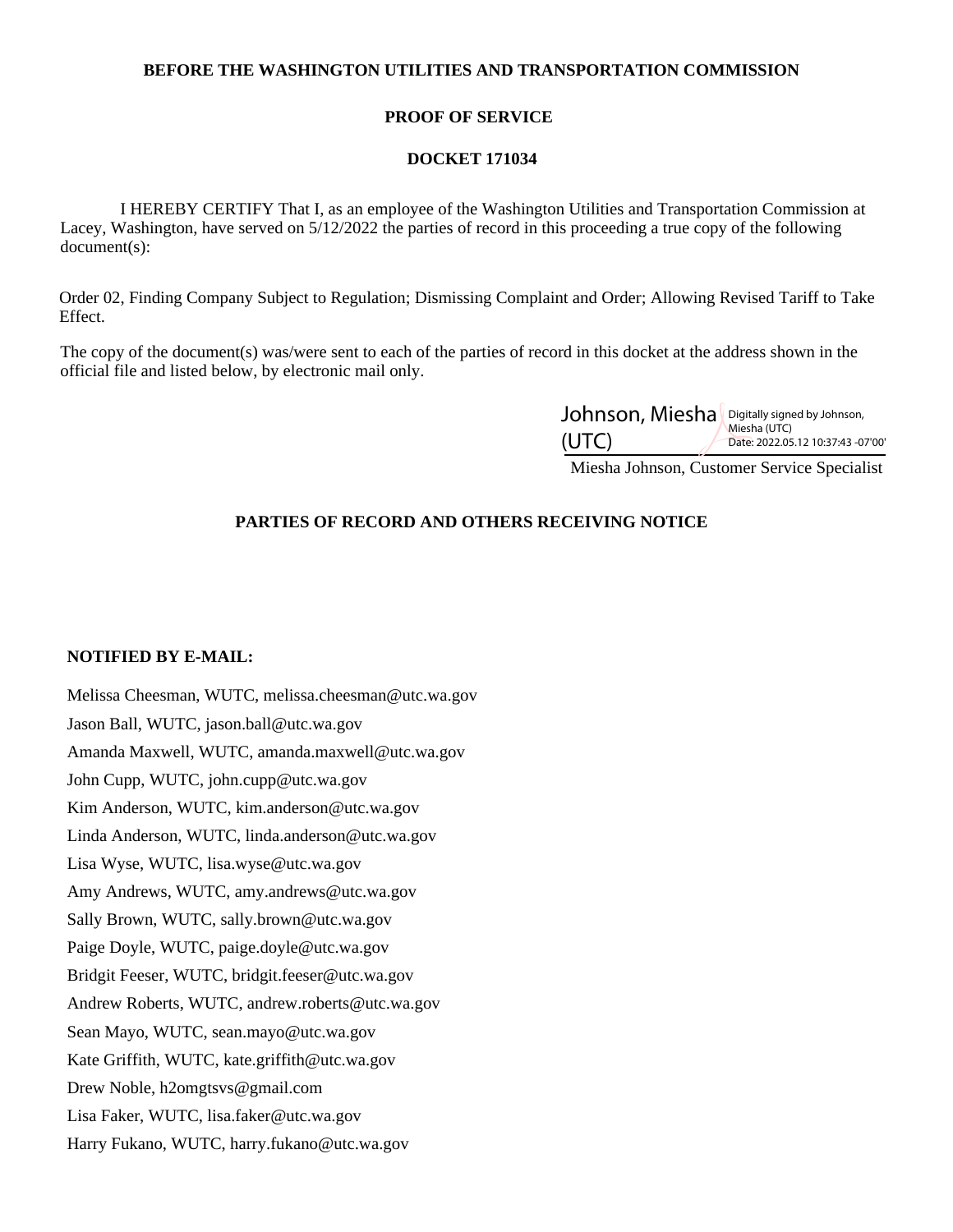**BEFORE THE WASHINGTON UTILITIES AND TRANSPORTATION COMMISSION**

**PROOF OF SERVICE**

**DOCKET 171034**

I HEREBY CERTIFY That I, as an employee of the Washington Utilities and Transportation Commission at Lacey, Washington, have served on 5/12/2022 the parties of record in this proceeding a true copy of the following document(s):

Order 02, Finding Company Subject to Regulation; Dismissing Complaint and Order; Allowing Revised Tariff to Take Effect.

The copy of the document(s) was/were sent to each of the parties of record in this docket at the address shown in the official file and listed below, by electronic mail only.

Johnson, Miesha (UTC) Digitally signed by Johnson, Miesha (UTC) Date: 2022.05.12 10:37:43 -07'00'

Miesha Johnson, Customer Service Specialist

**PARTIES OF RECORD AND OTHERS RECEIVING NOTICE**

**NOTIFIED BY E-MAIL:**

Melissa Cheesman, WUTC, melissa.cheesman@utc.wa.gov

Jason Ball, WUTC, jason.ball@utc.wa.gov

Amanda Maxwell, WUTC, amanda.maxwell@utc.wa.gov

John Cupp, WUTC, john.cupp@utc.wa.gov

Kim Anderson, WUTC, kim.anderson@utc.wa.gov

Linda Anderson, WUTC, linda.anderson@utc.wa.gov

Lisa Wyse, WUTC, lisa.wyse@utc.wa.gov

Amy Andrews, WUTC, amy.andrews@utc.wa.gov

Sally Brown, WUTC, sally.brown@utc.wa.gov

Paige Doyle, WUTC, paige.doyle@utc.wa.gov

Bridgit Feeser, WUTC, bridgit.feeser@utc.wa.gov

Andrew Roberts, WUTC, andrew.roberts@utc.wa.gov

Sean Mayo, WUTC, sean.mayo@utc.wa.gov

Kate Griffith, WUTC, kate.griffith@utc.wa.gov

Drew Noble, h2omgtsvs@gmail.com

Lisa Faker, WUTC, lisa.faker@utc.wa.gov

Harry Fukano, WUTC, harry.fukano@utc.wa.gov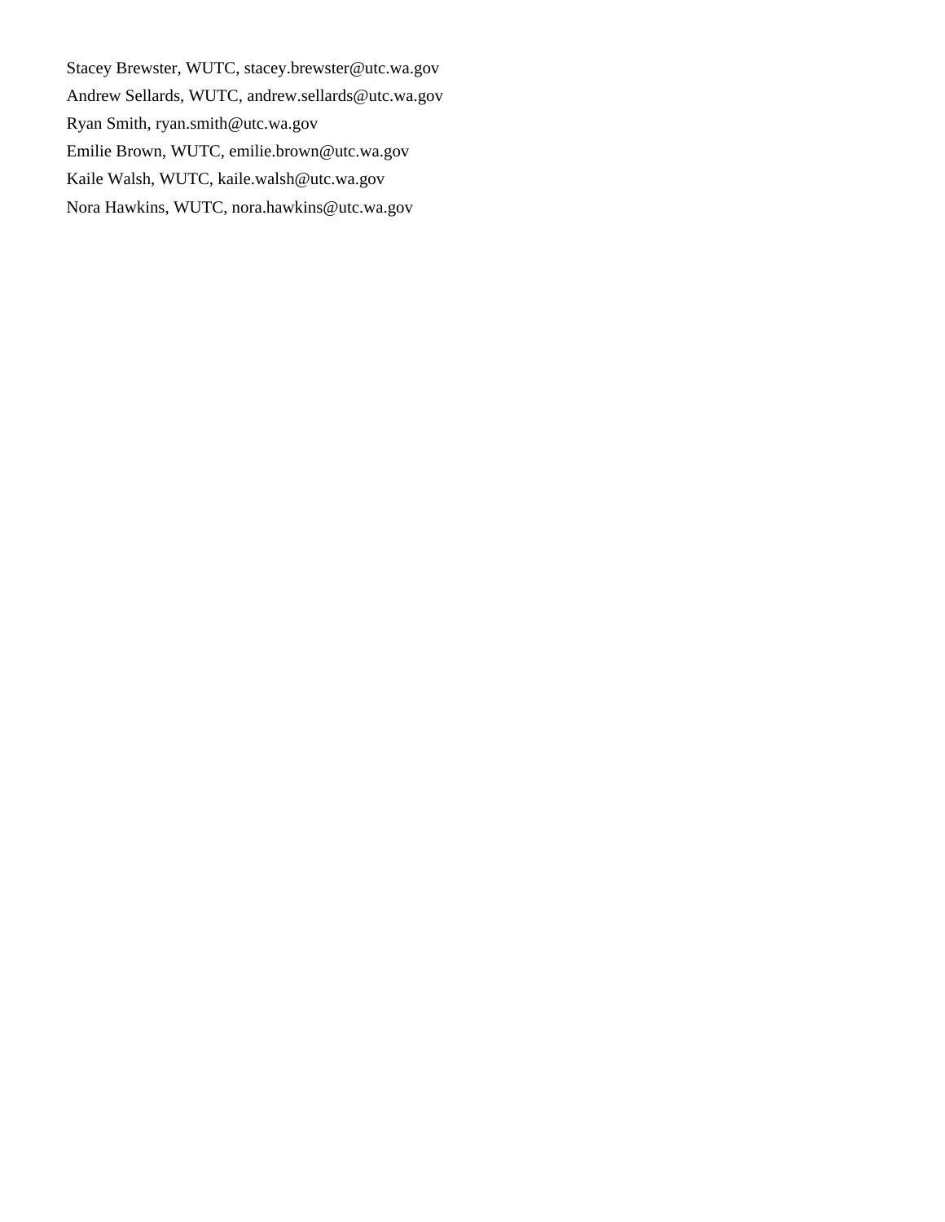Stacey Brewster, WUTC, stacey.brewster@utc.wa.gov

Andrew Sellards, WUTC, andrew.sellards@utc.wa.gov

Ryan Smith, ryan.smith@utc.wa.gov

Emilie Brown, WUTC, emilie.brown@utc.wa.gov

Kaile Walsh, WUTC, kaile.walsh@utc.wa.gov

Nora Hawkins, WUTC, nora.hawkins@utc.wa.gov